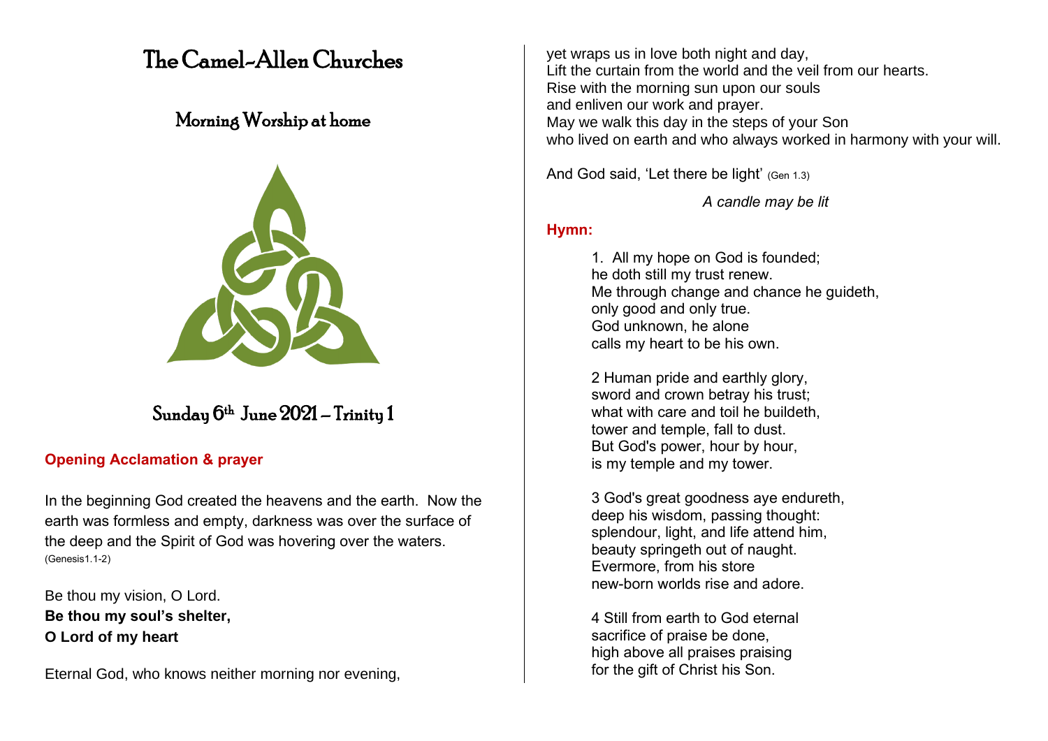# The Camel-Allen Churches

## Morning Worship at home

## Sunday 6th June 2021 – Trinity 1

### Opening Acclamation & prayer

In the beginning God created the heavens and the earth. Now the earth was formless and empty, darkness was over the surface of the deep and the Spirit of God was hovering over the waters. (Genesis1.1-2)

Be thou my vision, O Lord.
**Be thou my soul's shelter,**
**O Lord of my heart**

Eternal God, who knows neither morning nor evening,
yet wraps us in love both night and day,
Lift the curtain from the world and the veil from our hearts.
Rise with the morning sun upon our souls
and enliven our work and prayer.
May we walk this day in the steps of your Son
who lived on earth and who always worked in harmony with your will.

And God said, 'Let there be light' (Gen 1.3)

*A candle may be lit*

### Hymn:

1. All my hope on God is founded;
he doth still my trust renew.
Me through change and chance he guideth,
only good and only true.
God unknown, he alone
calls my heart to be his own.

2 Human pride and earthly glory,
sword and crown betray his trust;
what with care and toil he buildeth,
tower and temple, fall to dust.
But God's power, hour by hour,
is my temple and my tower.

3 God's great goodness aye endureth,
deep his wisdom, passing thought:
splendour, light, and life attend him,
beauty springeth out of naught.
Evermore, from his store
new-born worlds rise and adore.

4 Still from earth to God eternal
sacrifice of praise be done,
high above all praises praising
for the gift of Christ his Son.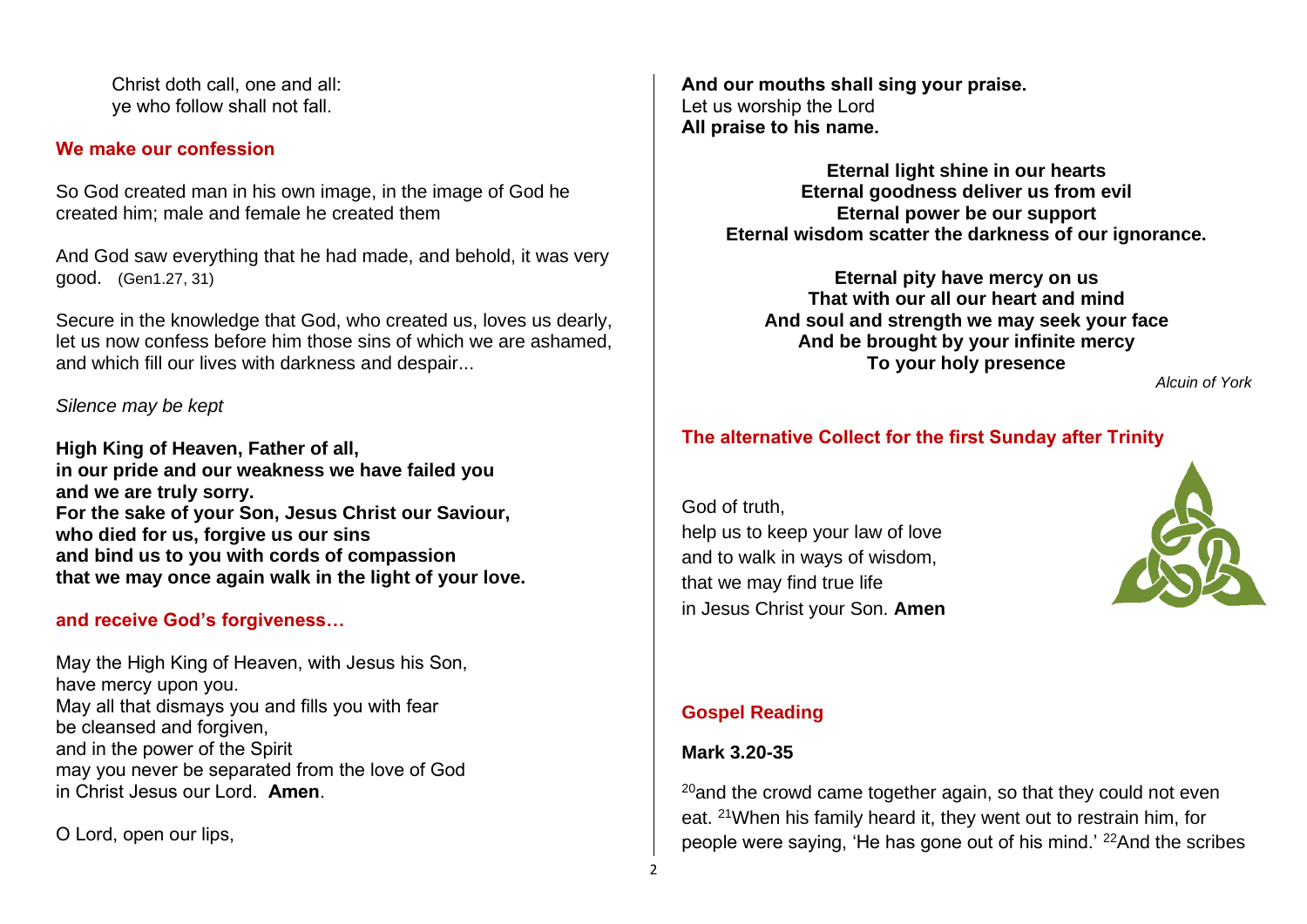Christ doth call, one and all:
ye who follow shall not fall.

## We make our confession

So God created man in his own image, in the image of God he created him; male and female he created them

And God saw everything that he had made, and behold, it was very good. (Gen1.27, 31)

Secure in the knowledge that God, who created us, loves us dearly, let us now confess before him those sins of which we are ashamed, and which fill our lives with darkness and despair...

*Silence may be kept*

**High King of Heaven, Father of all,**
**in our pride and our weakness we have failed you**
**and we are truly sorry.**
**For the sake of your Son, Jesus Christ our Saviour,**
**who died for us, forgive us our sins**
**and bind us to you with cords of compassion**
**that we may once again walk in the light of your love.**

## and receive God's forgiveness…

May the High King of Heaven, with Jesus his Son,
have mercy upon you.
May all that dismays you and fills you with fear
be cleansed and forgiven,
and in the power of the Spirit
may you never be separated from the love of God
in Christ Jesus our Lord. **Amen**.

O Lord, open our lips,
**And our mouths shall sing your praise.**
Let us worship the Lord
**All praise to his name.**

**Eternal light shine in our hearts**
**Eternal goodness deliver us from evil**
**Eternal power be our support**
**Eternal wisdom scatter the darkness of our ignorance.**

**Eternal pity have mercy on us**
**That with our all our heart and mind**
**And soul and strength we may seek your face**
**And be brought by your infinite mercy**
**To your holy presence**

*Alcuin of York*

## The alternative Collect for the first Sunday after Trinity

God of truth,
help us to keep your law of love
and to walk in ways of wisdom,
that we may find true life
in Jesus Christ your Son. **Amen**

## Gospel Reading

**Mark 3.20-35**

[20]and the crowd came together again, so that they could not even eat. [21]When his family heard it, they went out to restrain him, for people were saying, 'He has gone out of his mind.' [22]And the scribes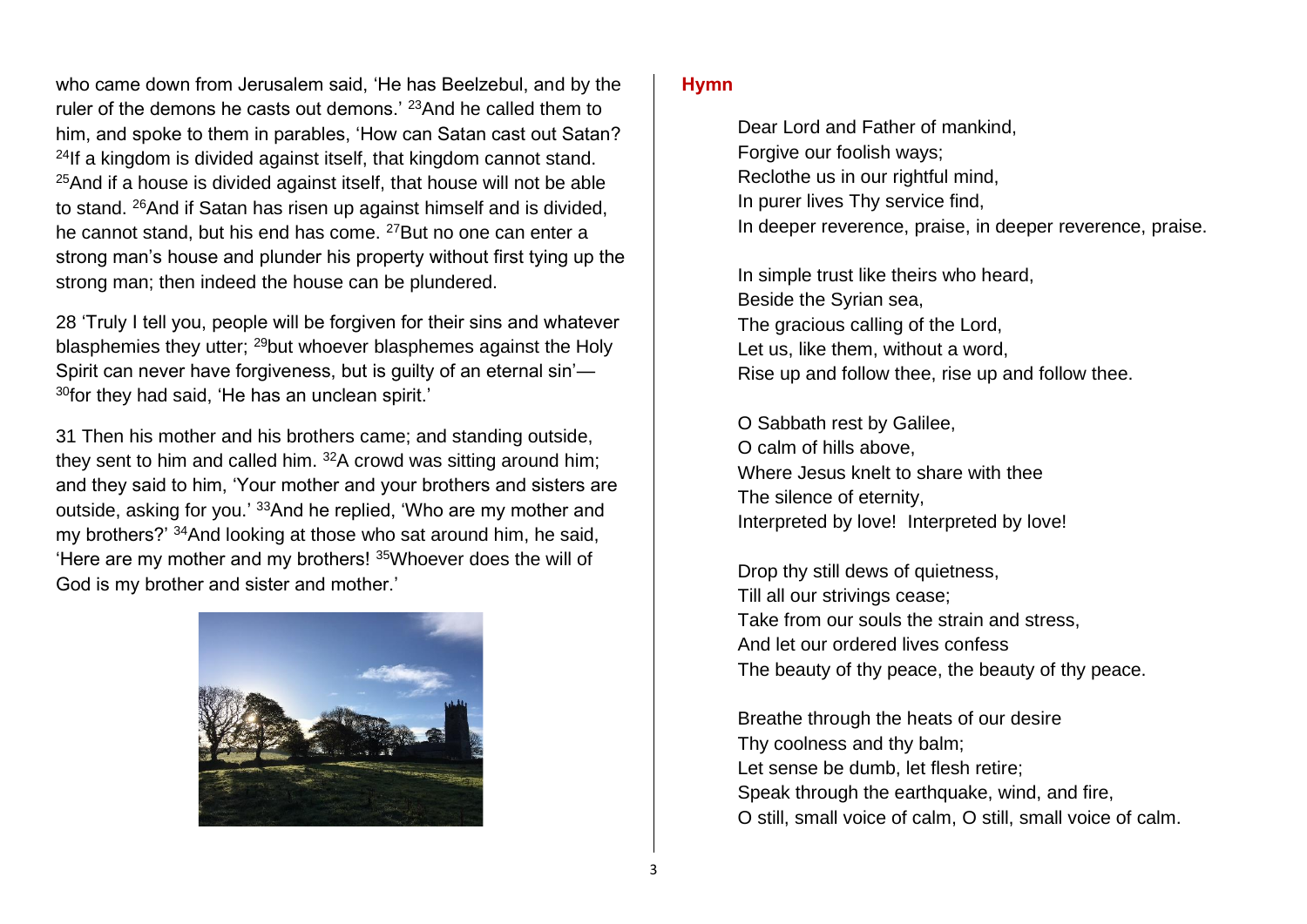who came down from Jerusalem said, 'He has Beelzebul, and by the ruler of the demons he casts out demons.' [23]And he called them to him, and spoke to them in parables, 'How can Satan cast out Satan? [24]If a kingdom is divided against itself, that kingdom cannot stand. [25]And if a house is divided against itself, that house will not be able to stand. [26]And if Satan has risen up against himself and is divided, he cannot stand, but his end has come. [27]But no one can enter a strong man's house and plunder his property without first tying up the strong man; then indeed the house can be plundered.

28 'Truly I tell you, people will be forgiven for their sins and whatever blasphemies they utter; [29]but whoever blasphemes against the Holy Spirit can never have forgiveness, but is guilty of an eternal sin'— [30]for they had said, 'He has an unclean spirit.'

31 Then his mother and his brothers came; and standing outside, they sent to him and called him. [32]A crowd was sitting around him; and they said to him, 'Your mother and your brothers and sisters are outside, asking for you.' [33]And he replied, 'Who are my mother and my brothers?' [34]And looking at those who sat around him, he said, 'Here are my mother and my brothers! [35]Whoever does the will of God is my brother and sister and mother.'

## Hymn

Dear Lord and Father of mankind,
Forgive our foolish ways;
Reclothe us in our rightful mind,
In purer lives Thy service find,
In deeper reverence, praise, in deeper reverence, praise.

In simple trust like theirs who heard,
Beside the Syrian sea,
The gracious calling of the Lord,
Let us, like them, without a word,
Rise up and follow thee, rise up and follow thee.

O Sabbath rest by Galilee,
O calm of hills above,
Where Jesus knelt to share with thee
The silence of eternity,
Interpreted by love! Interpreted by love!

Drop thy still dews of quietness,
Till all our strivings cease;
Take from our souls the strain and stress,
And let our ordered lives confess
The beauty of thy peace, the beauty of thy peace.

Breathe through the heats of our desire
Thy coolness and thy balm;
Let sense be dumb, let flesh retire;
Speak through the earthquake, wind, and fire,
O still, small voice of calm, O still, small voice of calm.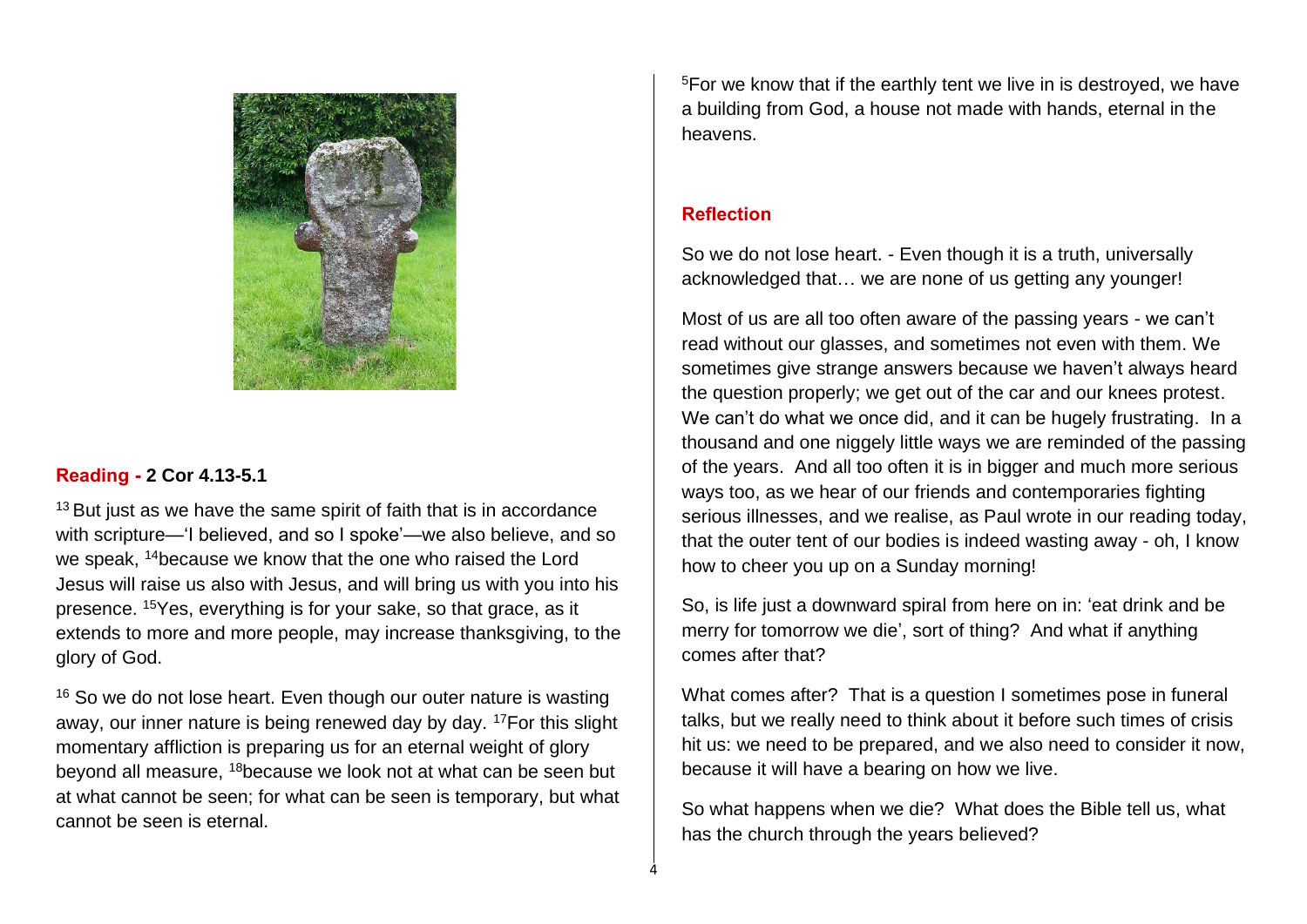## Reading - 2 Cor 4.13-5.1

[13] But just as we have the same spirit of faith that is in accordance with scripture—'I believed, and so I spoke'—we also believe, and so we speak, [14] because we know that the one who raised the Lord Jesus will raise us also with Jesus, and will bring us with you into his presence. [15] Yes, everything is for your sake, so that grace, as it extends to more and more people, may increase thanksgiving, to the glory of God.

[16] So we do not lose heart. Even though our outer nature is wasting away, our inner nature is being renewed day by day. [17] For this slight momentary affliction is preparing us for an eternal weight of glory beyond all measure, [18] because we look not at what can be seen but at what cannot be seen; for what can be seen is temporary, but what cannot be seen is eternal.

[5] For we know that if the earthly tent we live in is destroyed, we have a building from God, a house not made with hands, eternal in the heavens.

## Reflection

So we do not lose heart. - Even though it is a truth, universally acknowledged that… we are none of us getting any younger!

Most of us are all too often aware of the passing years - we can't read without our glasses, and sometimes not even with them. We sometimes give strange answers because we haven't always heard the question properly; we get out of the car and our knees protest. We can't do what we once did, and it can be hugely frustrating. In a thousand and one niggely little ways we are reminded of the passing of the years. And all too often it is in bigger and much more serious ways too, as we hear of our friends and contemporaries fighting serious illnesses, and we realise, as Paul wrote in our reading today, that the outer tent of our bodies is indeed wasting away - oh, I know how to cheer you up on a Sunday morning!

So, is life just a downward spiral from here on in: 'eat drink and be merry for tomorrow we die', sort of thing? And what if anything comes after that?

What comes after? That is a question I sometimes pose in funeral talks, but we really need to think about it before such times of crisis hit us: we need to be prepared, and we also need to consider it now, because it will have a bearing on how we live.

So what happens when we die? What does the Bible tell us, what has the church through the years believed?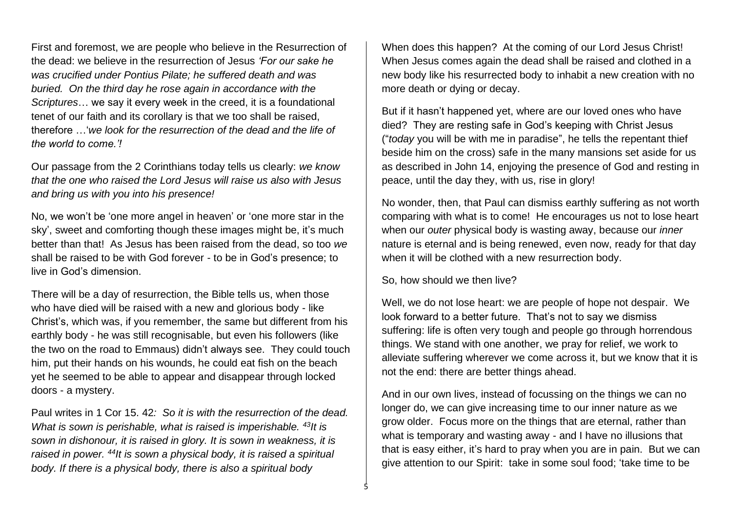First and foremost, we are people who believe in the Resurrection of the dead: we believe in the resurrection of Jesus *'For our sake he was crucified under Pontius Pilate; he suffered death and was buried. On the third day he rose again in accordance with the Scriptures*… we say it every week in the creed, it is a foundational tenet of our faith and its corollary is that we too shall be raised, therefore …'*we look for the resurrection of the dead and the life of the world to come.'!*

Our passage from the 2 Corinthians today tells us clearly: *we know that the one who raised the Lord Jesus will raise us also with Jesus and bring us with you into his presence!*

No, we won't be 'one more angel in heaven' or 'one more star in the sky', sweet and comforting though these images might be, it's much better than that! As Jesus has been raised from the dead, so too *we* shall be raised to be with God forever - to be in God's presence; to live in God's dimension.

There will be a day of resurrection, the Bible tells us, when those who have died will be raised with a new and glorious body - like Christ's, which was, if you remember, the same but different from his earthly body - he was still recognisable, but even his followers (like the two on the road to Emmaus) didn't always see. They could touch him, put their hands on his wounds, he could eat fish on the beach yet he seemed to be able to appear and disappear through locked doors - a mystery.

Paul writes in 1 Cor 15. 42*: So it is with the resurrection of the dead. What is sown is perishable, what is raised is imperishable.* [43]*It is sown in dishonour, it is raised in glory. It is sown in weakness, it is raised in power.* [44]*It is sown a physical body, it is raised a spiritual body. If there is a physical body, there is also a spiritual body*

When does this happen? At the coming of our Lord Jesus Christ! When Jesus comes again the dead shall be raised and clothed in a new body like his resurrected body to inhabit a new creation with no more death or dying or decay.

But if it hasn't happened yet, where are our loved ones who have died? They are resting safe in God's keeping with Christ Jesus ("*today* you will be with me in paradise", he tells the repentant thief beside him on the cross) safe in the many mansions set aside for us as described in John 14, enjoying the presence of God and resting in peace, until the day they, with us, rise in glory!

No wonder, then, that Paul can dismiss earthly suffering as not worth comparing with what is to come! He encourages us not to lose heart when our *outer* physical body is wasting away, because our *inner* nature is eternal and is being renewed, even now, ready for that day when it will be clothed with a new resurrection body.

So, how should we then live?

Well, we do not lose heart: we are people of hope not despair. We look forward to a better future. That's not to say we dismiss suffering: life is often very tough and people go through horrendous things. We stand with one another, we pray for relief, we work to alleviate suffering wherever we come across it, but we know that it is not the end: there are better things ahead.

And in our own lives, instead of focussing on the things we can no longer do, we can give increasing time to our inner nature as we grow older. Focus more on the things that are eternal, rather than what is temporary and wasting away - and I have no illusions that that is easy either, it's hard to pray when you are in pain. But we can give attention to our Spirit: take in some soul food; 'take time to be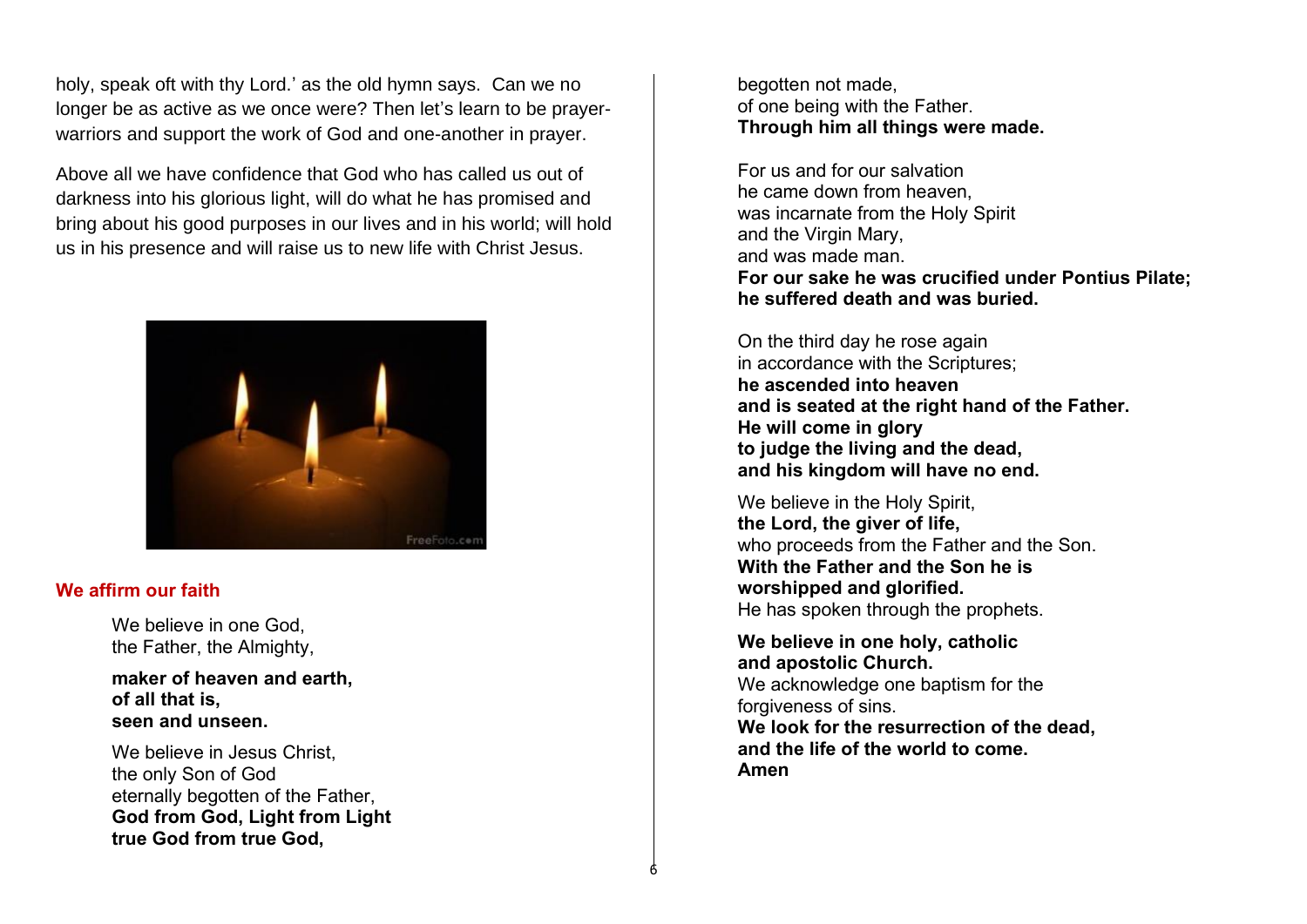holy, speak oft with thy Lord.' as the old hymn says. Can we no longer be as active as we once were? Then let's learn to be prayer-warriors and support the work of God and one-another in prayer.

Above all we have confidence that God who has called us out of darkness into his glorious light, will do what he has promised and bring about his good purposes in our lives and in his world; will hold us in his presence and will raise us to new life with Christ Jesus.

## We affirm our faith

We believe in one God,
the Father, the Almighty,

**maker of heaven and earth,**
**of all that is,**
**seen and unseen.**

We believe in Jesus Christ,
the only Son of God
eternally begotten of the Father,
**God from God, Light from Light**
**true God from true God,**

begotten not made,
of one being with the Father.
**Through him all things were made.**

For us and for our salvation
he came down from heaven,
was incarnate from the Holy Spirit
and the Virgin Mary,
and was made man.
**For our sake he was crucified under Pontius Pilate;**
**he suffered death and was buried.**

On the third day he rose again
in accordance with the Scriptures;
**he ascended into heaven**
**and is seated at the right hand of the Father.**
**He will come in glory**
**to judge the living and the dead,**
**and his kingdom will have no end.**

We believe in the Holy Spirit,
**the Lord, the giver of life,**
who proceeds from the Father and the Son.
**With the Father and the Son he is**
**worshipped and glorified.**
He has spoken through the prophets.

**We believe in one holy, catholic**
**and apostolic Church.**
We acknowledge one baptism for the
forgiveness of sins.
**We look for the resurrection of the dead,**
**and the life of the world to come.**
**Amen**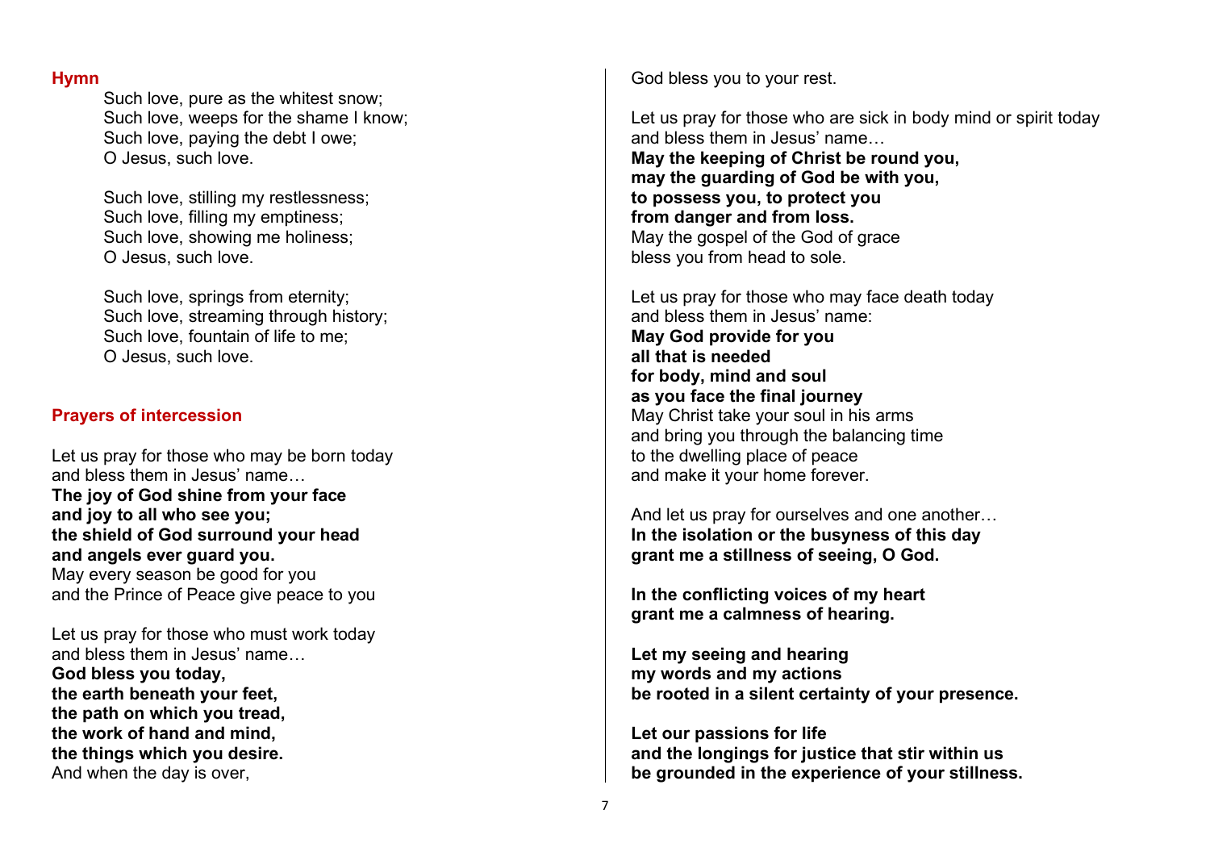## Hymn

Such love, pure as the whitest snow;
Such love, weeps for the shame I know;
Such love, paying the debt I owe;
O Jesus, such love.

Such love, stilling my restlessness;
Such love, filling my emptiness;
Such love, showing me holiness;
O Jesus, such love.

Such love, springs from eternity;
Such love, streaming through history;
Such love, fountain of life to me;
O Jesus, such love.

## Prayers of intercession

Let us pray for those who may be born today
and bless them in Jesus' name…
**The joy of God shine from your face**
**and joy to all who see you;**
**the shield of God surround your head**
**and angels ever guard you.**
May every season be good for you
and the Prince of Peace give peace to you

Let us pray for those who must work today
and bless them in Jesus' name…
**God bless you today,**
**the earth beneath your feet,**
**the path on which you tread,**
**the work of hand and mind,**
**the things which you desire.**
And when the day is over,
God bless you to your rest.

Let us pray for those who are sick in body mind or spirit today
and bless them in Jesus' name…
**May the keeping of Christ be round you,**
**may the guarding of God be with you,**
**to possess you, to protect you**
**from danger and from loss.**
May the gospel of the God of grace
bless you from head to sole.

Let us pray for those who may face death today
and bless them in Jesus' name:
**May God provide for you**
**all that is needed**
**for body, mind and soul**
**as you face the final journey**
May Christ take your soul in his arms
and bring you through the balancing time
to the dwelling place of peace
and make it your home forever.

And let us pray for ourselves and one another…
**In the isolation or the busyness of this day**
**grant me a stillness of seeing, O God.**

**In the conflicting voices of my heart**
**grant me a calmness of hearing.**

**Let my seeing and hearing**
**my words and my actions**
**be rooted in a silent certainty of your presence.**

**Let our passions for life**
**and the longings for justice that stir within us**
**be grounded in the experience of your stillness.**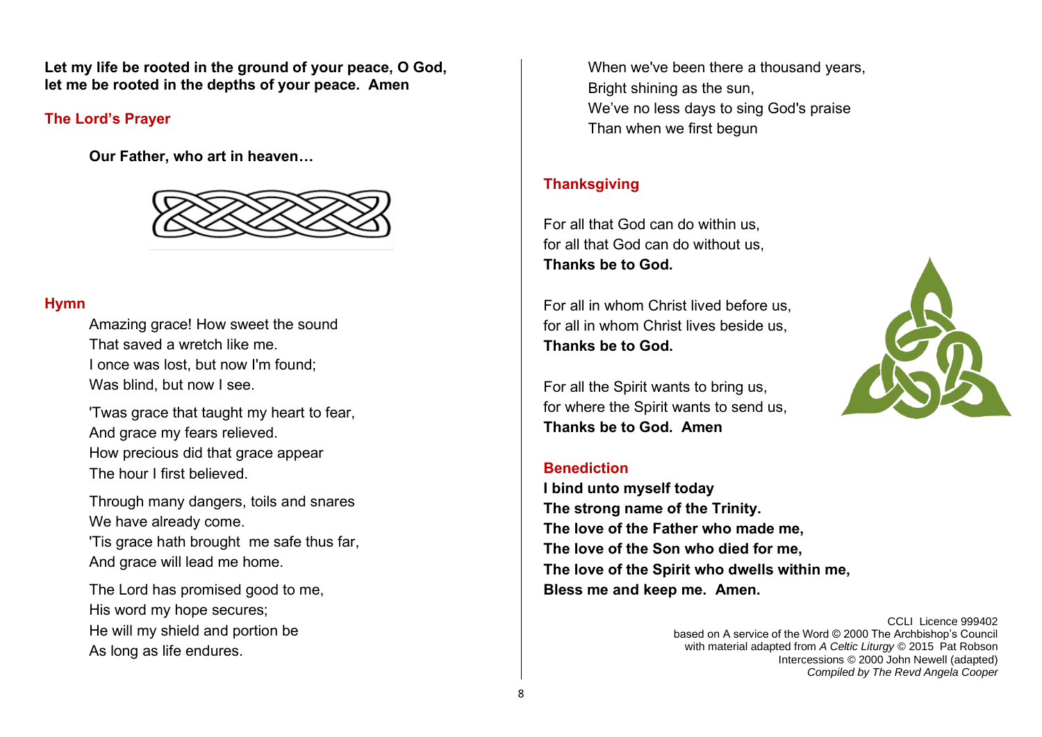**Let my life be rooted in the ground of your peace, O God,**
**let me be rooted in the depths of your peace.  Amen**

## The Lord's Prayer

**Our Father, who art in heaven…**

## Hymn

Amazing grace! How sweet the sound
That saved a wretch like me.
I once was lost, but now I'm found;
Was blind, but now I see.

'Twas grace that taught my heart to fear,
And grace my fears relieved.
How precious did that grace appear
The hour I first believed.

Through many dangers, toils and snares
We have already come.
'Tis grace hath brought  me safe thus far,
And grace will lead me home.

The Lord has promised good to me,
His word my hope secures;
He will my shield and portion be
As long as life endures.

When we've been there a thousand years,
Bright shining as the sun,
We've no less days to sing God's praise
Than when we first begun

## Thanksgiving

For all that God can do within us,
for all that God can do without us,
**Thanks be to God.**

For all in whom Christ lived before us,
for all in whom Christ lives beside us,
**Thanks be to God.**

For all the Spirit wants to bring us,
for where the Spirit wants to send us,
**Thanks be to God.  Amen**

## Benediction

**I bind unto myself today**
**The strong name of the Trinity.**
**The love of the Father who made me,**
**The love of the Son who died for me,**
**The love of the Spirit who dwells within me,**
**Bless me and keep me.  Amen.**

CCLI  Licence 999402
based on A service of the Word © 2000 The Archbishop's Council
with material adapted from *A Celtic Liturgy* © 2015  Pat Robson
Intercessions © 2000 John Newell (adapted)
*Compiled by The Revd Angela Cooper*